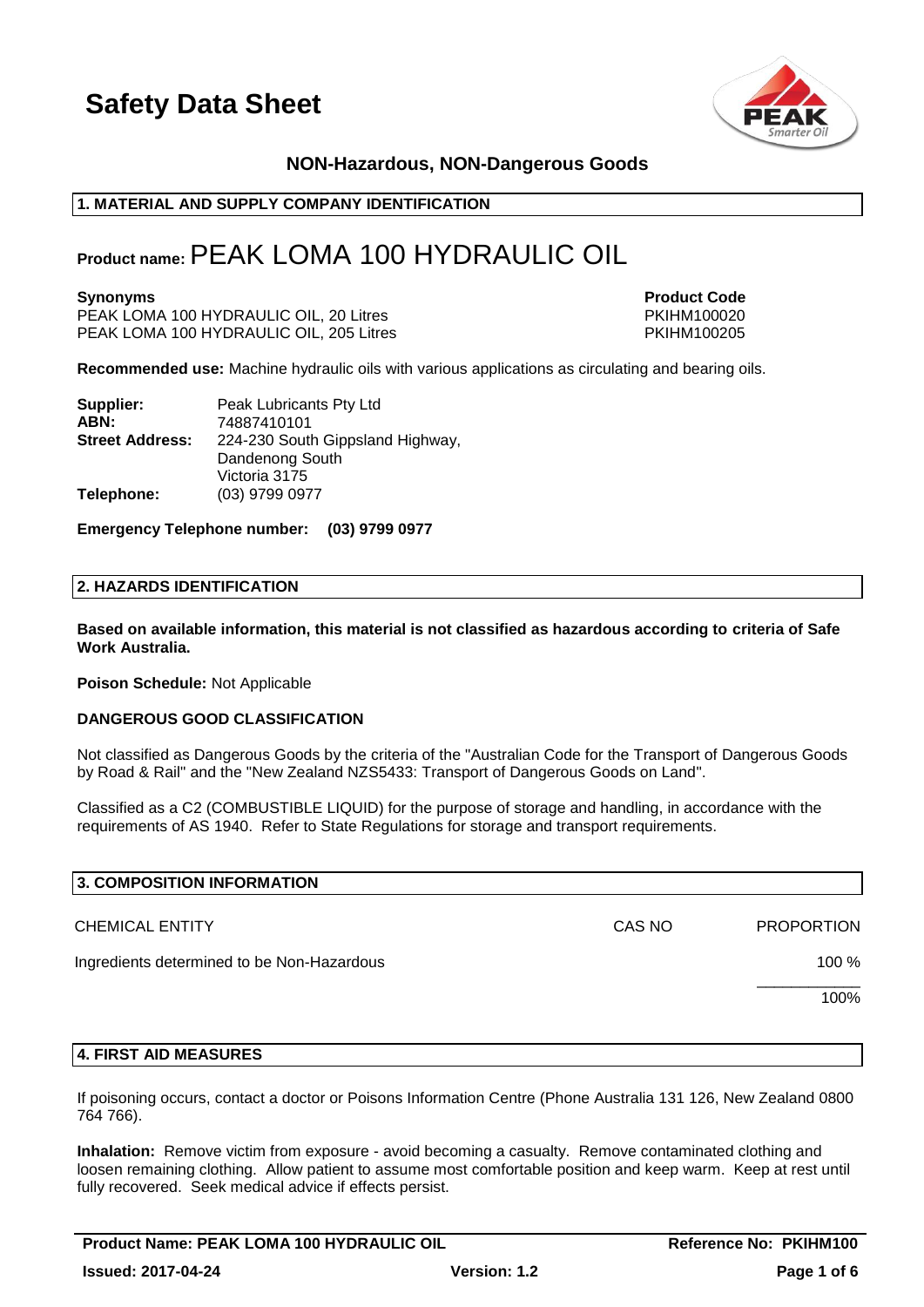# Safety Data Sheet

## NON-Hazardous, NON-Dangerous Goods

## 1. MATERIAL AND SUPPLY COMPANY IDENTIFICATION

**Product name:** PEAK LOMA 100 HYDRAULIC OIL

| **Synonyms** | **Product Code** |
|---|---|
| PEAK LOMA 100 HYDRAULIC OIL, 20 Litres | PKIHM100020 |
| PEAK LOMA 100 HYDRAULIC OIL, 205 Litres | PKIHM100205 |

**Recommended use:** Machine hydraulic oils with various applications as circulating and bearing oils.

**Supplier:** Peak Lubricants Pty Ltd
**ABN:** 74887410101
**Street Address:** 224-230 South Gippsland Highway, Dandenong South Victoria 3175
**Telephone:** (03) 9799 0977

**Emergency Telephone number: (03) 9799 0977**

## 2. HAZARDS IDENTIFICATION

**Based on available information, this material is not classified as hazardous according to criteria of Safe Work Australia.**

**Poison Schedule:** Not Applicable

**DANGEROUS GOOD CLASSIFICATION**

Not classified as Dangerous Goods by the criteria of the "Australian Code for the Transport of Dangerous Goods by Road & Rail" and the "New Zealand NZS5433: Transport of Dangerous Goods on Land".

Classified as a C2 (COMBUSTIBLE LIQUID) for the purpose of storage and handling, in accordance with the requirements of AS 1940. Refer to State Regulations for storage and transport requirements.

## 3. COMPOSITION INFORMATION

| CHEMICAL ENTITY | CAS NO | PROPORTION |
|---|---|---|
| Ingredients determined to be Non-Hazardous | | 100 % |
| | | 100% |

## 4. FIRST AID MEASURES

If poisoning occurs, contact a doctor or Poisons Information Centre (Phone Australia 131 126, New Zealand 0800 764 766).

**Inhalation:** Remove victim from exposure - avoid becoming a casualty. Remove contaminated clothing and loosen remaining clothing. Allow patient to assume most comfortable position and keep warm. Keep at rest until fully recovered. Seek medical advice if effects persist.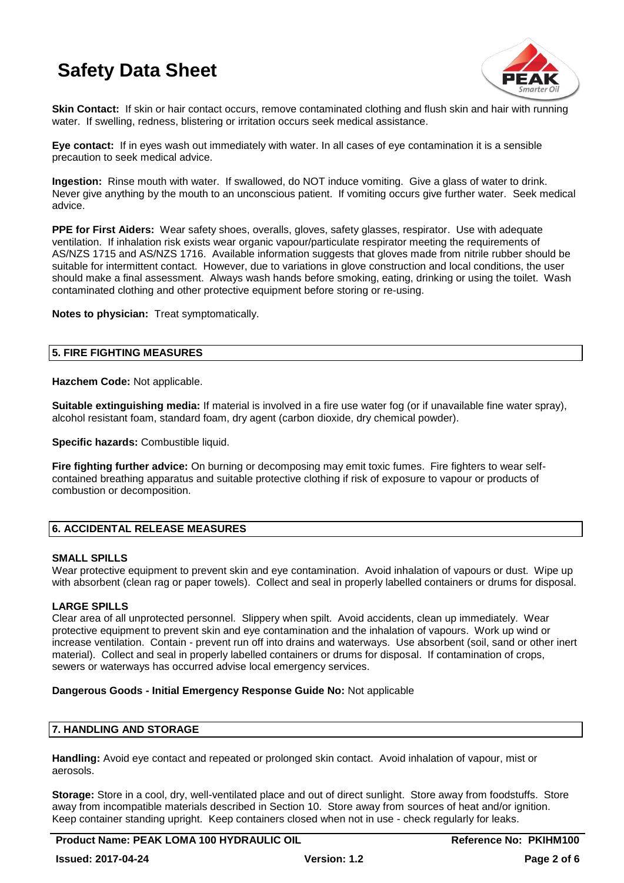**Skin Contact:** If skin or hair contact occurs, remove contaminated clothing and flush skin and hair with running water. If swelling, redness, blistering or irritation occurs seek medical assistance.

**Eye contact:** If in eyes wash out immediately with water. In all cases of eye contamination it is a sensible precaution to seek medical advice.

**Ingestion:** Rinse mouth with water. If swallowed, do NOT induce vomiting. Give a glass of water to drink. Never give anything by the mouth to an unconscious patient. If vomiting occurs give further water. Seek medical advice.

**PPE for First Aiders:** Wear safety shoes, overalls, gloves, safety glasses, respirator. Use with adequate ventilation. If inhalation risk exists wear organic vapour/particulate respirator meeting the requirements of AS/NZS 1715 and AS/NZS 1716. Available information suggests that gloves made from nitrile rubber should be suitable for intermittent contact. However, due to variations in glove construction and local conditions, the user should make a final assessment. Always wash hands before smoking, eating, drinking or using the toilet. Wash contaminated clothing and other protective equipment before storing or re-using.

**Notes to physician:** Treat symptomatically.

## 5. FIRE FIGHTING MEASURES

**Hazchem Code:** Not applicable.

**Suitable extinguishing media:** If material is involved in a fire use water fog (or if unavailable fine water spray), alcohol resistant foam, standard foam, dry agent (carbon dioxide, dry chemical powder).

**Specific hazards:** Combustible liquid.

**Fire fighting further advice:** On burning or decomposing may emit toxic fumes. Fire fighters to wear self-contained breathing apparatus and suitable protective clothing if risk of exposure to vapour or products of combustion or decomposition.

## 6. ACCIDENTAL RELEASE MEASURES

### SMALL SPILLS

Wear protective equipment to prevent skin and eye contamination. Avoid inhalation of vapours or dust. Wipe up with absorbent (clean rag or paper towels). Collect and seal in properly labelled containers or drums for disposal.

### LARGE SPILLS

Clear area of all unprotected personnel. Slippery when spilt. Avoid accidents, clean up immediately. Wear protective equipment to prevent skin and eye contamination and the inhalation of vapours. Work up wind or increase ventilation. Contain - prevent run off into drains and waterways. Use absorbent (soil, sand or other inert material). Collect and seal in properly labelled containers or drums for disposal. If contamination of crops, sewers or waterways has occurred advise local emergency services.

**Dangerous Goods - Initial Emergency Response Guide No:** Not applicable

## 7. HANDLING AND STORAGE

**Handling:** Avoid eye contact and repeated or prolonged skin contact. Avoid inhalation of vapour, mist or aerosols.

**Storage:** Store in a cool, dry, well-ventilated place and out of direct sunlight. Store away from foodstuffs. Store away from incompatible materials described in Section 10. Store away from sources of heat and/or ignition. Keep container standing upright. Keep containers closed when not in use - check regularly for leaks.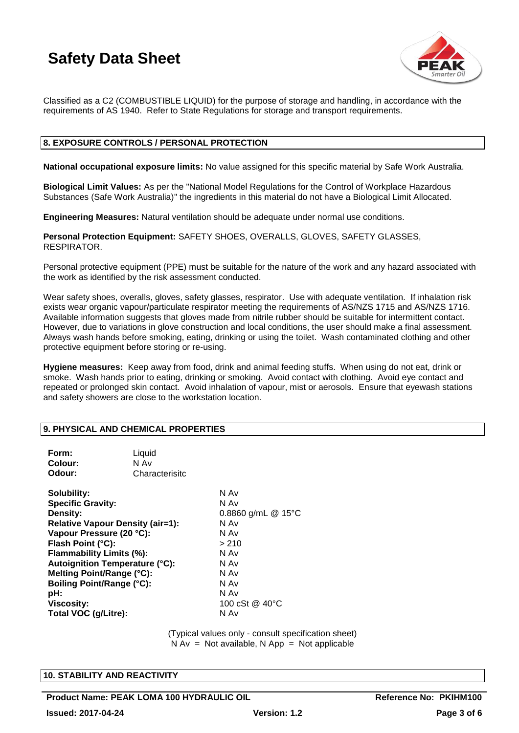Classified as a C2 (COMBUSTIBLE LIQUID) for the purpose of storage and handling, in accordance with the requirements of AS 1940. Refer to State Regulations for storage and transport requirements.

## 8. EXPOSURE CONTROLS / PERSONAL PROTECTION

**National occupational exposure limits:** No value assigned for this specific material by Safe Work Australia.

**Biological Limit Values:** As per the "National Model Regulations for the Control of Workplace Hazardous Substances (Safe Work Australia)" the ingredients in this material do not have a Biological Limit Allocated.

**Engineering Measures:** Natural ventilation should be adequate under normal use conditions.

**Personal Protection Equipment:** SAFETY SHOES, OVERALLS, GLOVES, SAFETY GLASSES, RESPIRATOR.

Personal protective equipment (PPE) must be suitable for the nature of the work and any hazard associated with the work as identified by the risk assessment conducted.

Wear safety shoes, overalls, gloves, safety glasses, respirator. Use with adequate ventilation. If inhalation risk exists wear organic vapour/particulate respirator meeting the requirements of AS/NZS 1715 and AS/NZS 1716. Available information suggests that gloves made from nitrile rubber should be suitable for intermittent contact. However, due to variations in glove construction and local conditions, the user should make a final assessment. Always wash hands before smoking, eating, drinking or using the toilet. Wash contaminated clothing and other protective equipment before storing or re-using.

**Hygiene measures:** Keep away from food, drink and animal feeding stuffs. When using do not eat, drink or smoke. Wash hands prior to eating, drinking or smoking. Avoid contact with clothing. Avoid eye contact and repeated or prolonged skin contact. Avoid inhalation of vapour, mist or aerosols. Ensure that eyewash stations and safety showers are close to the workstation location.

## 9. PHYSICAL AND CHEMICAL PROPERTIES

| | |
|---|---|
| **Form:** | Liquid |
| **Colour:** | N Av |
| **Odour:** | Characterisitc |

| | |
|---|---|
| **Solubility:** | N Av |
| **Specific Gravity:** | N Av |
| **Density:** | 0.8860 g/mL @ 15°C |
| **Relative Vapour Density (air=1):** | N Av |
| **Vapour Pressure (20 °C):** | N Av |
| **Flash Point (°C):** | > 210 |
| **Flammability Limits (%):** | N Av |
| **Autoignition Temperature (°C):** | N Av |
| **Melting Point/Range (°C):** | N Av |
| **Boiling Point/Range (°C):** | N Av |
| **pH:** | N Av |
| **Viscosity:** | 100 cSt @ 40°C |
| **Total VOC (g/Litre):** | N Av |

(Typical values only - consult specification sheet)
N Av = Not available, N App = Not applicable

## 10. STABILITY AND REACTIVITY

**Product Name: PEAK LOMA 100 HYDRAULIC OIL** **Reference No: PKIHM100**
**Issued: 2017-04-24** **Version: 1.2**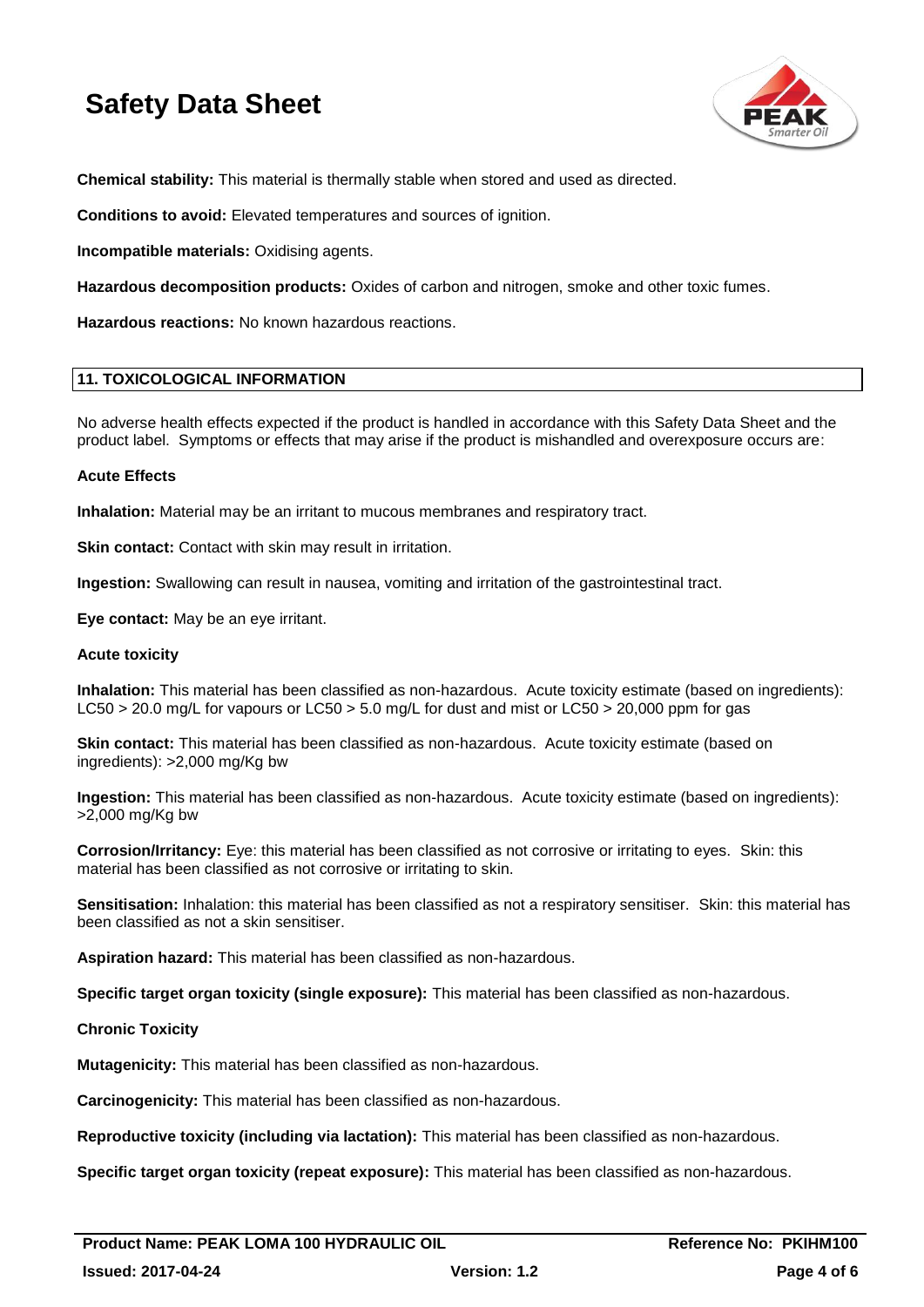**Chemical stability:** This material is thermally stable when stored and used as directed.

**Conditions to avoid:** Elevated temperatures and sources of ignition.

**Incompatible materials:** Oxidising agents.

**Hazardous decomposition products:** Oxides of carbon and nitrogen, smoke and other toxic fumes.

**Hazardous reactions:** No known hazardous reactions.

## 11. TOXICOLOGICAL INFORMATION

No adverse health effects expected if the product is handled in accordance with this Safety Data Sheet and the product label. Symptoms or effects that may arise if the product is mishandled and overexposure occurs are:

### Acute Effects

**Inhalation:** Material may be an irritant to mucous membranes and respiratory tract.

**Skin contact:** Contact with skin may result in irritation.

**Ingestion:** Swallowing can result in nausea, vomiting and irritation of the gastrointestinal tract.

**Eye contact:** May be an eye irritant.

### Acute toxicity

**Inhalation:** This material has been classified as non-hazardous. Acute toxicity estimate (based on ingredients): LC50 > 20.0 mg/L for vapours or LC50 > 5.0 mg/L for dust and mist or LC50 > 20,000 ppm for gas

**Skin contact:** This material has been classified as non-hazardous. Acute toxicity estimate (based on ingredients): >2,000 mg/Kg bw

**Ingestion:** This material has been classified as non-hazardous. Acute toxicity estimate (based on ingredients): >2,000 mg/Kg bw

**Corrosion/Irritancy:** Eye: this material has been classified as not corrosive or irritating to eyes. Skin: this material has been classified as not corrosive or irritating to skin.

**Sensitisation:** Inhalation: this material has been classified as not a respiratory sensitiser. Skin: this material has been classified as not a skin sensitiser.

**Aspiration hazard:** This material has been classified as non-hazardous.

**Specific target organ toxicity (single exposure):** This material has been classified as non-hazardous.

### Chronic Toxicity

**Mutagenicity:** This material has been classified as non-hazardous.

**Carcinogenicity:** This material has been classified as non-hazardous.

**Reproductive toxicity (including via lactation):** This material has been classified as non-hazardous.

**Specific target organ toxicity (repeat exposure):** This material has been classified as non-hazardous.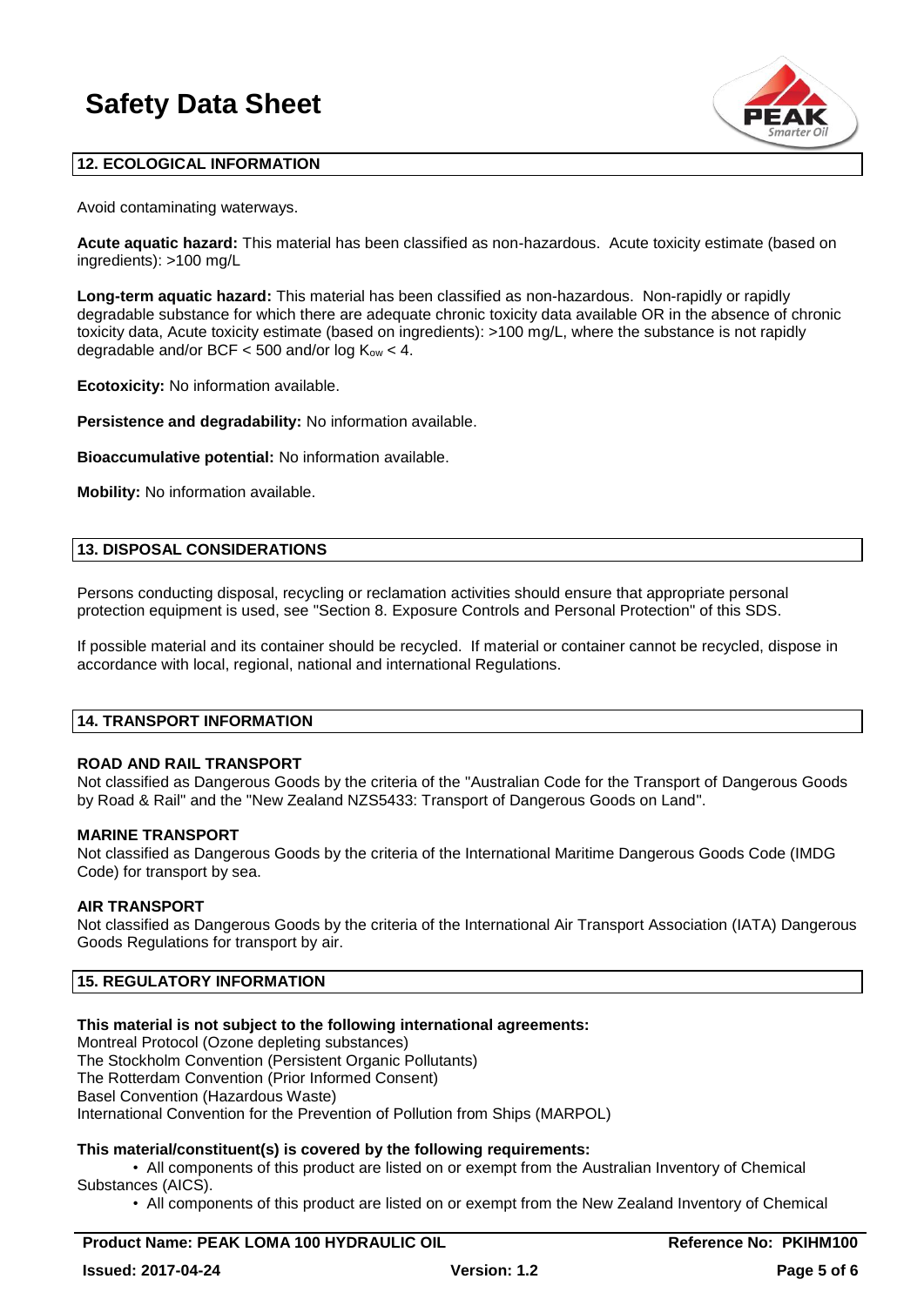## 12. ECOLOGICAL INFORMATION

Avoid contaminating waterways.

**Acute aquatic hazard:** This material has been classified as non-hazardous. Acute toxicity estimate (based on ingredients): >100 mg/L

**Long-term aquatic hazard:** This material has been classified as non-hazardous. Non-rapidly or rapidly degradable substance for which there are adequate chronic toxicity data available OR in the absence of chronic toxicity data, Acute toxicity estimate (based on ingredients): >100 mg/L, where the substance is not rapidly degradable and/or BCF < 500 and/or log $K_{ow}$ < 4.

**Ecotoxicity:** No information available.

**Persistence and degradability:** No information available.

**Bioaccumulative potential:** No information available.

**Mobility:** No information available.

## 13. DISPOSAL CONSIDERATIONS

Persons conducting disposal, recycling or reclamation activities should ensure that appropriate personal protection equipment is used, see "Section 8. Exposure Controls and Personal Protection" of this SDS.

If possible material and its container should be recycled. If material or container cannot be recycled, dispose in accordance with local, regional, national and international Regulations.

## 14. TRANSPORT INFORMATION

### ROAD AND RAIL TRANSPORT

Not classified as Dangerous Goods by the criteria of the "Australian Code for the Transport of Dangerous Goods by Road & Rail" and the "New Zealand NZS5433: Transport of Dangerous Goods on Land".

### MARINE TRANSPORT

Not classified as Dangerous Goods by the criteria of the International Maritime Dangerous Goods Code (IMDG Code) for transport by sea.

### AIR TRANSPORT

Not classified as Dangerous Goods by the criteria of the International Air Transport Association (IATA) Dangerous Goods Regulations for transport by air.

## 15. REGULATORY INFORMATION

**This material is not subject to the following international agreements:**

Montreal Protocol (Ozone depleting substances)
The Stockholm Convention (Persistent Organic Pollutants)
The Rotterdam Convention (Prior Informed Consent)
Basel Convention (Hazardous Waste)
International Convention for the Prevention of Pollution from Ships (MARPOL)

**This material/constituent(s) is covered by the following requirements:**

- All components of this product are listed on or exempt from the Australian Inventory of Chemical Substances (AICS).
- All components of this product are listed on or exempt from the New Zealand Inventory of Chemical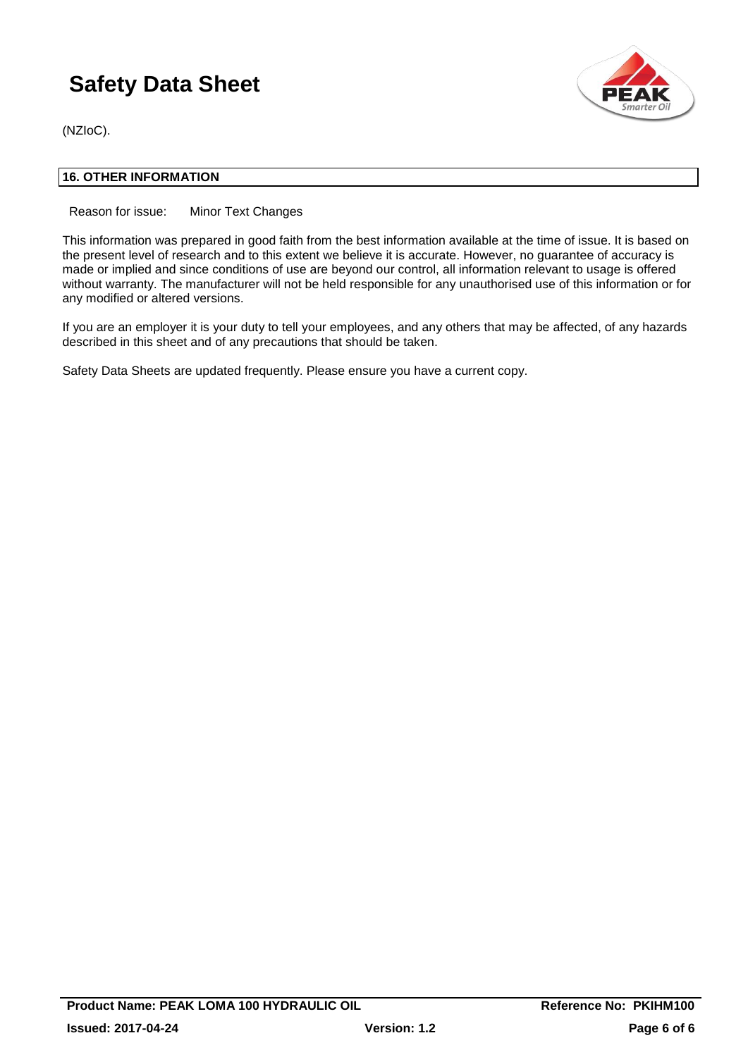(NZIoC).

## 16. OTHER INFORMATION

Reason for issue: Minor Text Changes

This information was prepared in good faith from the best information available at the time of issue. It is based on the present level of research and to this extent we believe it is accurate. However, no guarantee of accuracy is made or implied and since conditions of use are beyond our control, all information relevant to usage is offered without warranty. The manufacturer will not be held responsible for any unauthorised use of this information or for any modified or altered versions.

If you are an employer it is your duty to tell your employees, and any others that may be affected, of any hazards described in this sheet and of any precautions that should be taken.

Safety Data Sheets are updated frequently. Please ensure you have a current copy.